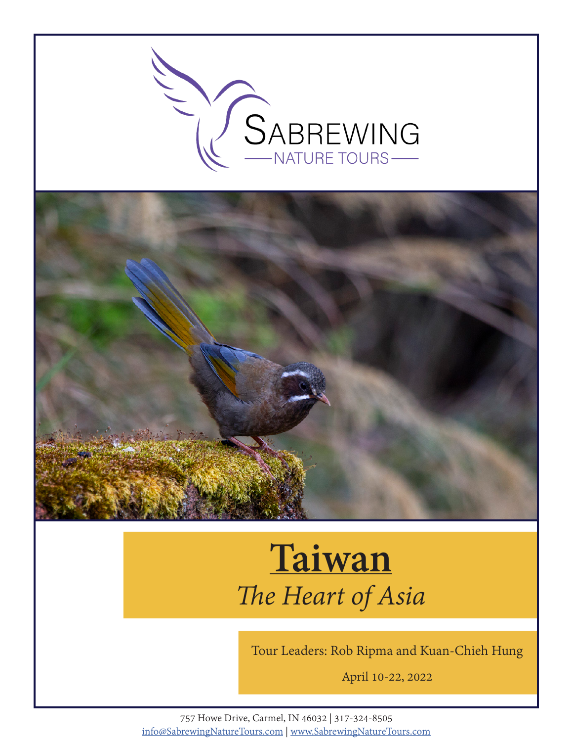Sabrewing

Nature Tours

# Taiwan

*The Heart of Asia*

Tour Leaders: Rob Ripma and Kuan-Chieh Hung

April 10-22, 2022

757 Howe Drive, Carmel, IN 46032 | 317-324-8505
info@SabrewingNatureTours.com | www.SabrewingNatureTours.com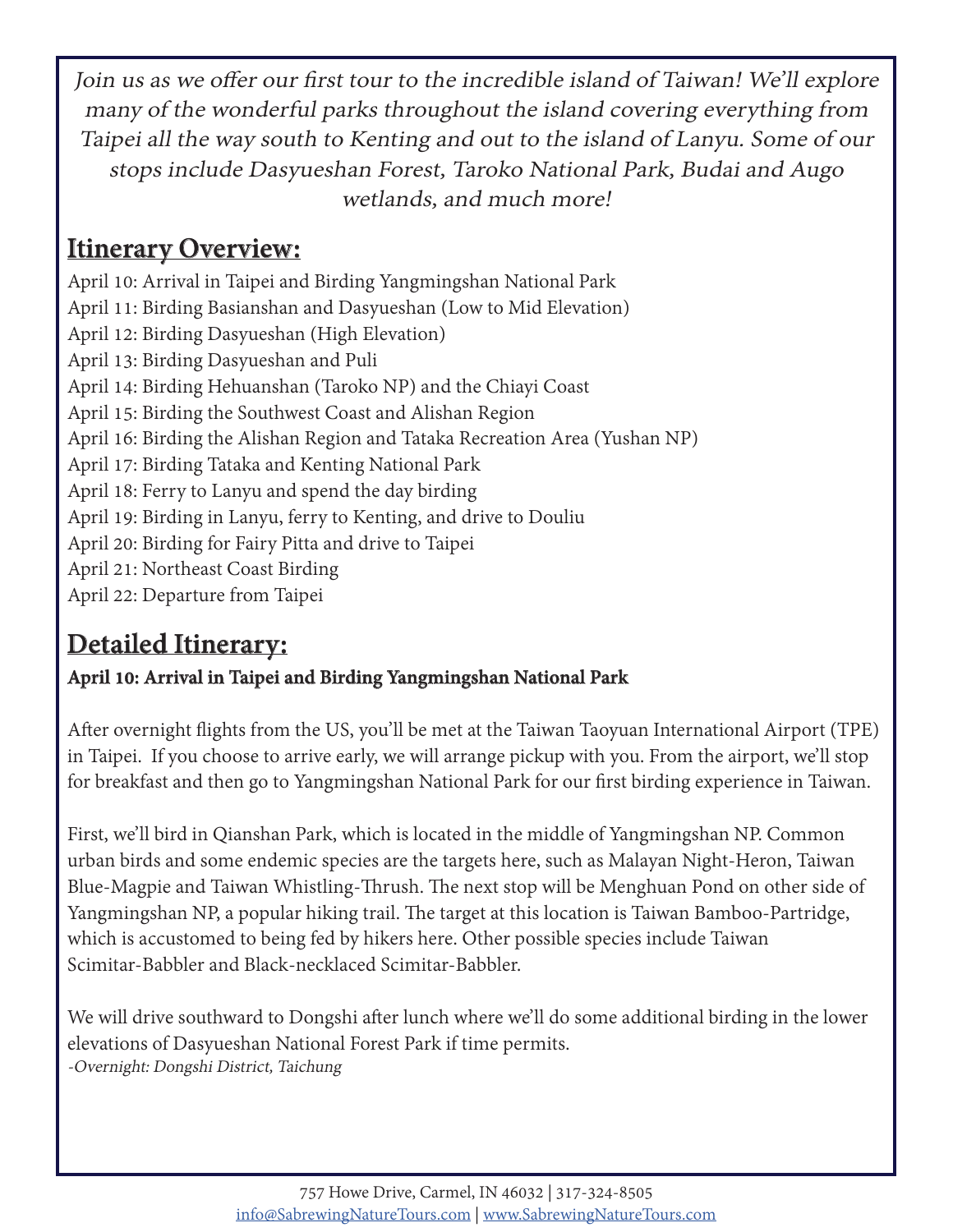*Join us as we offer our first tour to the incredible island of Taiwan! We'll explore many of the wonderful parks throughout the island covering everything from Taipei all the way south to Kenting and out to the island of Lanyu. Some of our stops include Dasyueshan Forest, Taroko National Park, Budai and Augo wetlands, and much more!*

## Itinerary Overview:

April 10: Arrival in Taipei and Birding Yangmingshan National Park
April 11: Birding Basianshan and Dasyueshan (Low to Mid Elevation)
April 12: Birding Dasyueshan (High Elevation)
April 13: Birding Dasyueshan and Puli
April 14: Birding Hehuanshan (Taroko NP) and the Chiayi Coast
April 15: Birding the Southwest Coast and Alishan Region
April 16: Birding the Alishan Region and Tataka Recreation Area (Yushan NP)
April 17: Birding Tataka and Kenting National Park
April 18: Ferry to Lanyu and spend the day birding
April 19: Birding in Lanyu, ferry to Kenting, and drive to Douliu
April 20: Birding for Fairy Pitta and drive to Taipei
April 21: Northeast Coast Birding
April 22: Departure from Taipei

## Detailed Itinerary:

### April 10: Arrival in Taipei and Birding Yangmingshan National Park

After overnight flights from the US, you'll be met at the Taiwan Taoyuan International Airport (TPE) in Taipei. If you choose to arrive early, we will arrange pickup with you. From the airport, we'll stop for breakfast and then go to Yangmingshan National Park for our first birding experience in Taiwan.

First, we'll bird in Qianshan Park, which is located in the middle of Yangmingshan NP. Common urban birds and some endemic species are the targets here, such as Malayan Night-Heron, Taiwan Blue-Magpie and Taiwan Whistling-Thrush. The next stop will be Menghuan Pond on other side of Yangmingshan NP, a popular hiking trail. The target at this location is Taiwan Bamboo-Partridge, which is accustomed to being fed by hikers here. Other possible species include Taiwan Scimitar-Babbler and Black-necklaced Scimitar-Babbler.

We will drive southward to Dongshi after lunch where we'll do some additional birding in the lower elevations of Dasyueshan National Forest Park if time permits.
*-Overnight: Dongshi District, Taichung*

757 Howe Drive, Carmel, IN 46032 | 317-324-8505
info@SabrewingNatureTours.com | www.SabrewingNatureTours.com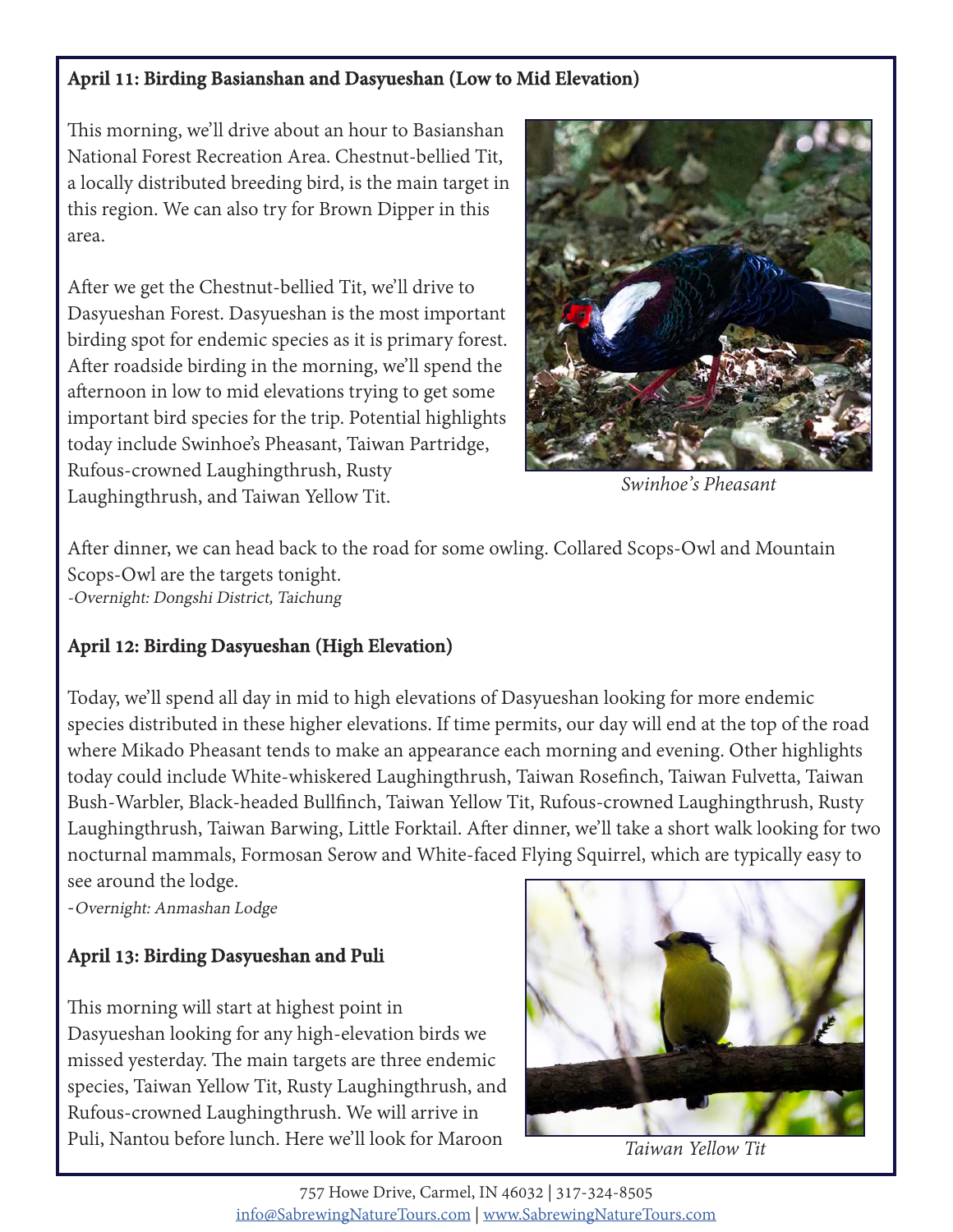**April 11: Birding Basianshan and Dasyueshan (Low to Mid Elevation)**

This morning, we'll drive about an hour to Basianshan National Forest Recreation Area. Chestnut-bellied Tit, a locally distributed breeding bird, is the main target in this region. We can also try for Brown Dipper in this area.

After we get the Chestnut-bellied Tit, we'll drive to Dasyueshan Forest. Dasyueshan is the most important birding spot for endemic species as it is primary forest. After roadside birding in the morning, we'll spend the afternoon in low to mid elevations trying to get some important bird species for the trip. Potential highlights today include Swinhoe's Pheasant, Taiwan Partridge, Rufous-crowned Laughingthrush, Rusty Laughingthrush, and Taiwan Yellow Tit.

*Swinhoe's Pheasant*

After dinner, we can head back to the road for some owling. Collared Scops-Owl and Mountain Scops-Owl are the targets tonight.
*-Overnight: Dongshi District, Taichung*

**April 12: Birding Dasyueshan (High Elevation)**

Today, we'll spend all day in mid to high elevations of Dasyueshan looking for more endemic species distributed in these higher elevations. If time permits, our day will end at the top of the road where Mikado Pheasant tends to make an appearance each morning and evening. Other highlights today could include White-whiskered Laughingthrush, Taiwan Rosefinch, Taiwan Fulvetta, Taiwan Bush-Warbler, Black-headed Bullfinch, Taiwan Yellow Tit, Rufous-crowned Laughingthrush, Rusty Laughingthrush, Taiwan Barwing, Little Forktail. After dinner, we'll take a short walk looking for two nocturnal mammals, Formosan Serow and White-faced Flying Squirrel, which are typically easy to see around the lodge.
*-Overnight: Anmashan Lodge*

**April 13: Birding Dasyueshan and Puli**

This morning will start at highest point in Dasyueshan looking for any high-elevation birds we missed yesterday. The main targets are three endemic species, Taiwan Yellow Tit, Rusty Laughingthrush, and Rufous-crowned Laughingthrush. We will arrive in Puli, Nantou before lunch. Here we'll look for Maroon

*Taiwan Yellow Tit*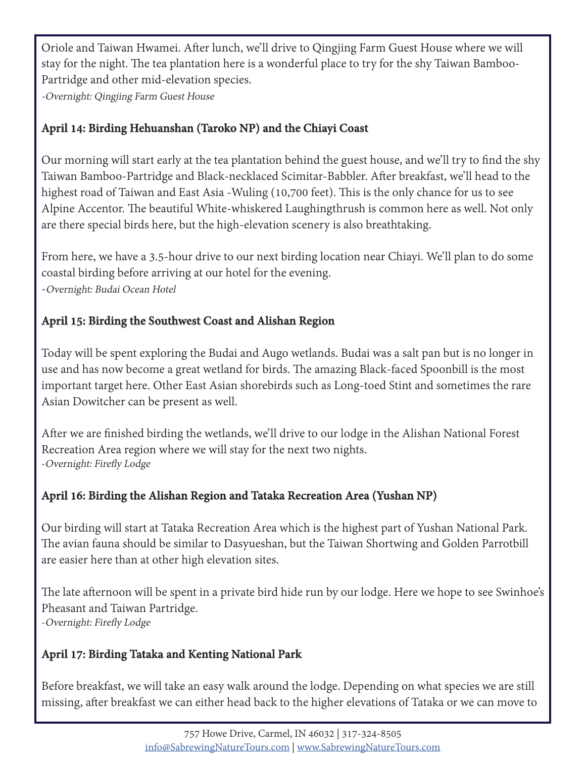Oriole and Taiwan Hwamei. After lunch, we'll drive to Qingjing Farm Guest House where we will stay for the night. The tea plantation here is a wonderful place to try for the shy Taiwan Bamboo-Partridge and other mid-elevation species.
*-Overnight: Qingjing Farm Guest House*

### April 14: Birding Hehuanshan (Taroko NP) and the Chiayi Coast

Our morning will start early at the tea plantation behind the guest house, and we'll try to find the shy Taiwan Bamboo-Partridge and Black-necklaced Scimitar-Babbler. After breakfast, we'll head to the highest road of Taiwan and East Asia -Wuling (10,700 feet). This is the only chance for us to see Alpine Accentor. The beautiful White-whiskered Laughingthrush is common here as well. Not only are there special birds here, but the high-elevation scenery is also breathtaking.

From here, we have a 3.5-hour drive to our next birding location near Chiayi. We'll plan to do some coastal birding before arriving at our hotel for the evening.
*-Overnight: Budai Ocean Hotel*

### April 15: Birding the Southwest Coast and Alishan Region

Today will be spent exploring the Budai and Augo wetlands. Budai was a salt pan but is no longer in use and has now become a great wetland for birds. The amazing Black-faced Spoonbill is the most important target here. Other East Asian shorebirds such as Long-toed Stint and sometimes the rare Asian Dowitcher can be present as well.

After we are finished birding the wetlands, we'll drive to our lodge in the Alishan National Forest Recreation Area region where we will stay for the next two nights.
*-Overnight: Firefly Lodge*

### April 16: Birding the Alishan Region and Tataka Recreation Area (Yushan NP)

Our birding will start at Tataka Recreation Area which is the highest part of Yushan National Park. The avian fauna should be similar to Dasyueshan, but the Taiwan Shortwing and Golden Parrotbill are easier here than at other high elevation sites.

The late afternoon will be spent in a private bird hide run by our lodge. Here we hope to see Swinhoe's Pheasant and Taiwan Partridge.
*-Overnight: Firefly Lodge*

### April 17: Birding Tataka and Kenting National Park

Before breakfast, we will take an easy walk around the lodge. Depending on what species we are still missing, after breakfast we can either head back to the higher elevations of Tataka or we can move to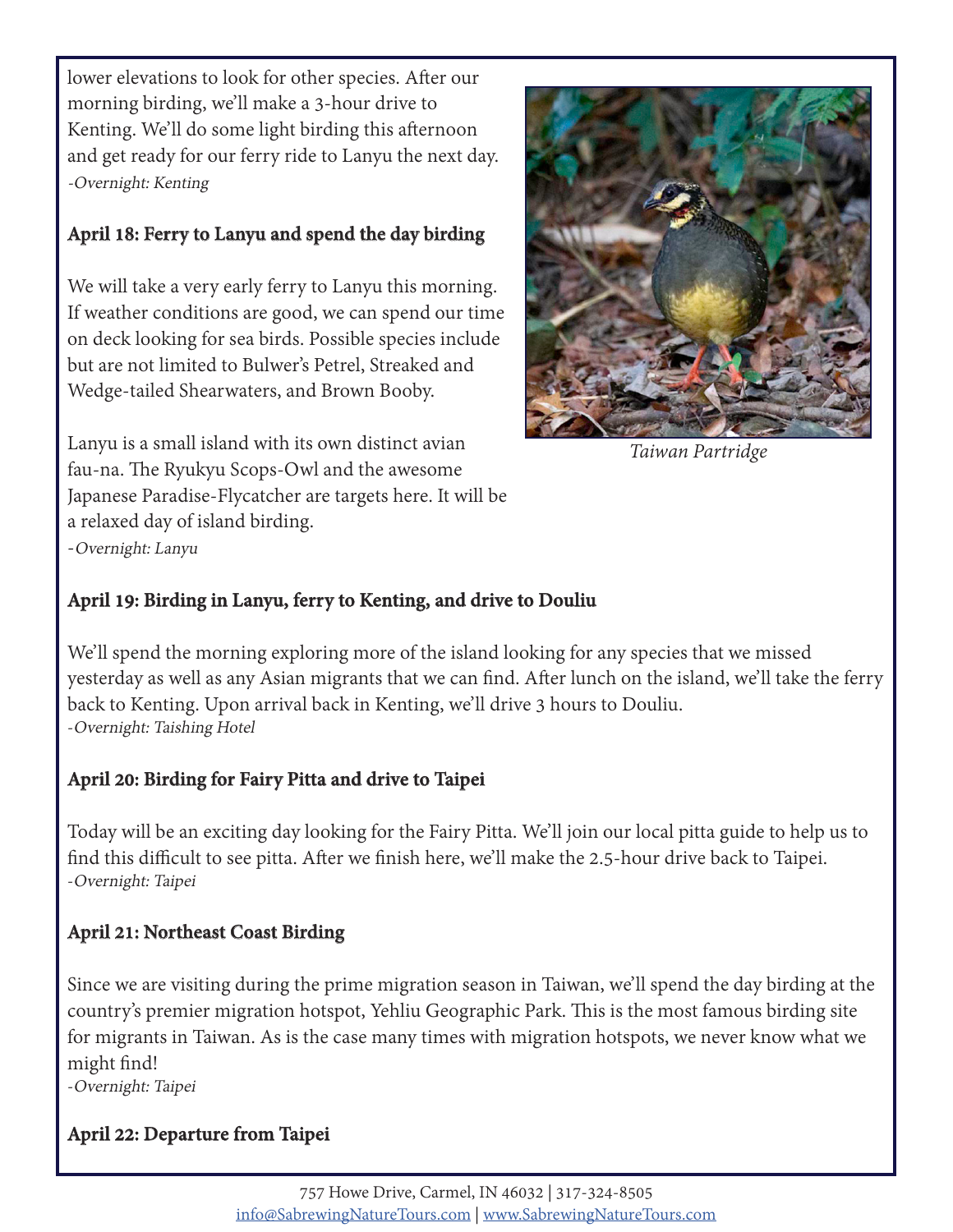lower elevations to look for other species. After our morning birding, we'll make a 3-hour drive to Kenting. We'll do some light birding this afternoon and get ready for our ferry ride to Lanyu the next day.
*-Overnight: Kenting*

### April 18: Ferry to Lanyu and spend the day birding

We will take a very early ferry to Lanyu this morning. If weather conditions are good, we can spend our time on deck looking for sea birds. Possible species include but are not limited to Bulwer's Petrel, Streaked and Wedge-tailed Shearwaters, and Brown Booby.

Lanyu is a small island with its own distinct avian fau-na. The Ryukyu Scops-Owl and the awesome Japanese Paradise-Flycatcher are targets here. It will be a relaxed day of island birding.
*-Overnight: Lanyu*

*Taiwan Partridge*

### April 19: Birding in Lanyu, ferry to Kenting, and drive to Douliu

We'll spend the morning exploring more of the island looking for any species that we missed yesterday as well as any Asian migrants that we can find. After lunch on the island, we'll take the ferry back to Kenting. Upon arrival back in Kenting, we'll drive 3 hours to Douliu.
*-Overnight: Taishing Hotel*

### April 20: Birding for Fairy Pitta and drive to Taipei

Today will be an exciting day looking for the Fairy Pitta. We'll join our local pitta guide to help us to find this difficult to see pitta. After we finish here, we'll make the 2.5-hour drive back to Taipei.
*-Overnight: Taipei*

### April 21: Northeast Coast Birding

Since we are visiting during the prime migration season in Taiwan, we'll spend the day birding at the country's premier migration hotspot, Yehliu Geographic Park. This is the most famous birding site for migrants in Taiwan. As is the case many times with migration hotspots, we never know what we might find!
*-Overnight: Taipei*

### April 22: Departure from Taipei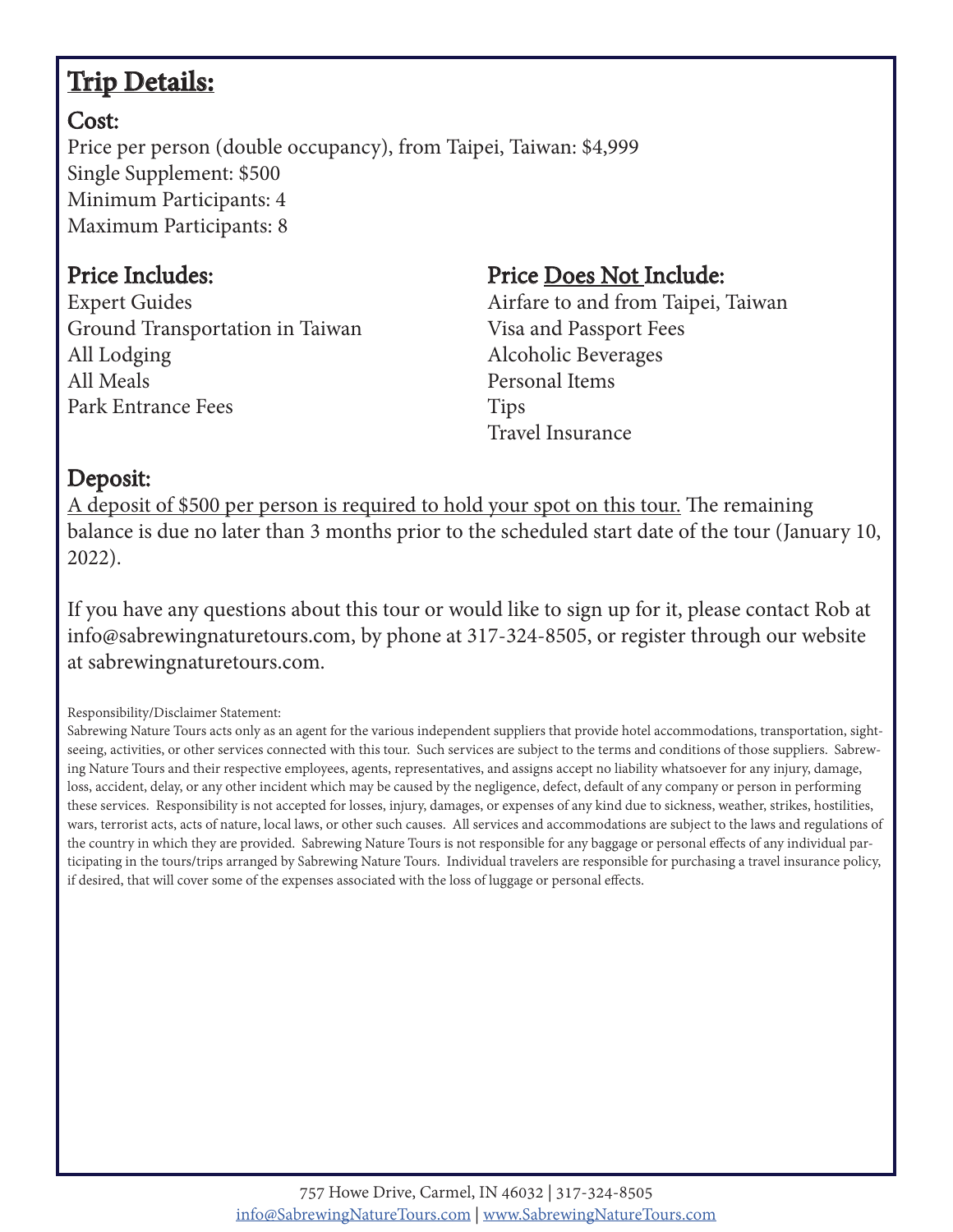## Trip Details:

### Cost:

Price per person (double occupancy), from Taipei, Taiwan: $4,999
Single Supplement: $500
Minimum Participants: 4
Maximum Participants: 8

### Price Includes:

Expert Guides
Ground Transportation in Taiwan
All Lodging
All Meals
Park Entrance Fees

### Price Does Not Include:

Airfare to and from Taipei, Taiwan
Visa and Passport Fees
Alcoholic Beverages
Personal Items
Tips
Travel Insurance

### Deposit:

A deposit of $500 per person is required to hold your spot on this tour. The remaining balance is due no later than 3 months prior to the scheduled start date of the tour (January 10, 2022).

If you have any questions about this tour or would like to sign up for it, please contact Rob at info@sabrewingnaturetours.com, by phone at 317-324-8505, or register through our website at sabrewingnaturetours.com.

Responsibility/Disclaimer Statement:
Sabrewing Nature Tours acts only as an agent for the various independent suppliers that provide hotel accommodations, transportation, sightseeing, activities, or other services connected with this tour. Such services are subject to the terms and conditions of those suppliers. Sabrewing Nature Tours and their respective employees, agents, representatives, and assigns accept no liability whatsoever for any injury, damage, loss, accident, delay, or any other incident which may be caused by the negligence, defect, default of any company or person in performing these services. Responsibility is not accepted for losses, injury, damages, or expenses of any kind due to sickness, weather, strikes, hostilities, wars, terrorist acts, acts of nature, local laws, or other such causes. All services and accommodations are subject to the laws and regulations of the country in which they are provided. Sabrewing Nature Tours is not responsible for any baggage or personal effects of any individual participating in the tours/trips arranged by Sabrewing Nature Tours. Individual travelers are responsible for purchasing a travel insurance policy, if desired, that will cover some of the expenses associated with the loss of luggage or personal effects.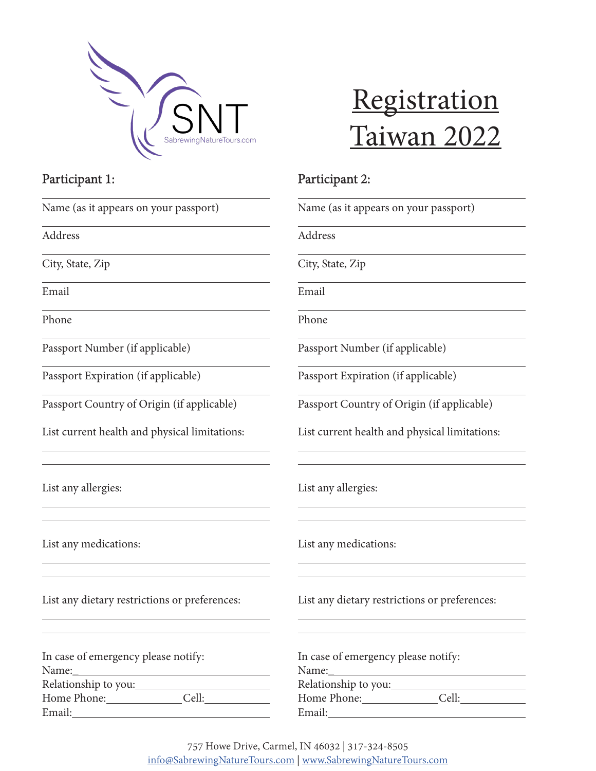SNT
SabrewingNatureTours.com

# Registration Taiwan 2022

## Participant 1:

Name (as it appears on your passport)

Address

City, State, Zip

Email

Phone

Passport Number (if applicable)

Passport Expiration (if applicable)

Passport Country of Origin (if applicable)

List current health and physical limitations:

List any allergies:

List any medications:

List any dietary restrictions or preferences:

In case of emergency please notify:
Name:
Relationship to you:
Home Phone: Cell:
Email:

## Participant 2:

Name (as it appears on your passport)

Address

City, State, Zip

Email

Phone

Passport Number (if applicable)

Passport Expiration (if applicable)

Passport Country of Origin (if applicable)

List current health and physical limitations:

List any allergies:

List any medications:

List any dietary restrictions or preferences:

In case of emergency please notify:
Name:
Relationship to you:
Home Phone: Cell:
Email:

757 Howe Drive, Carmel, IN 46032 | 317-324-8505
info@SabrewingNatureTours.com | www.SabrewingNatureTours.com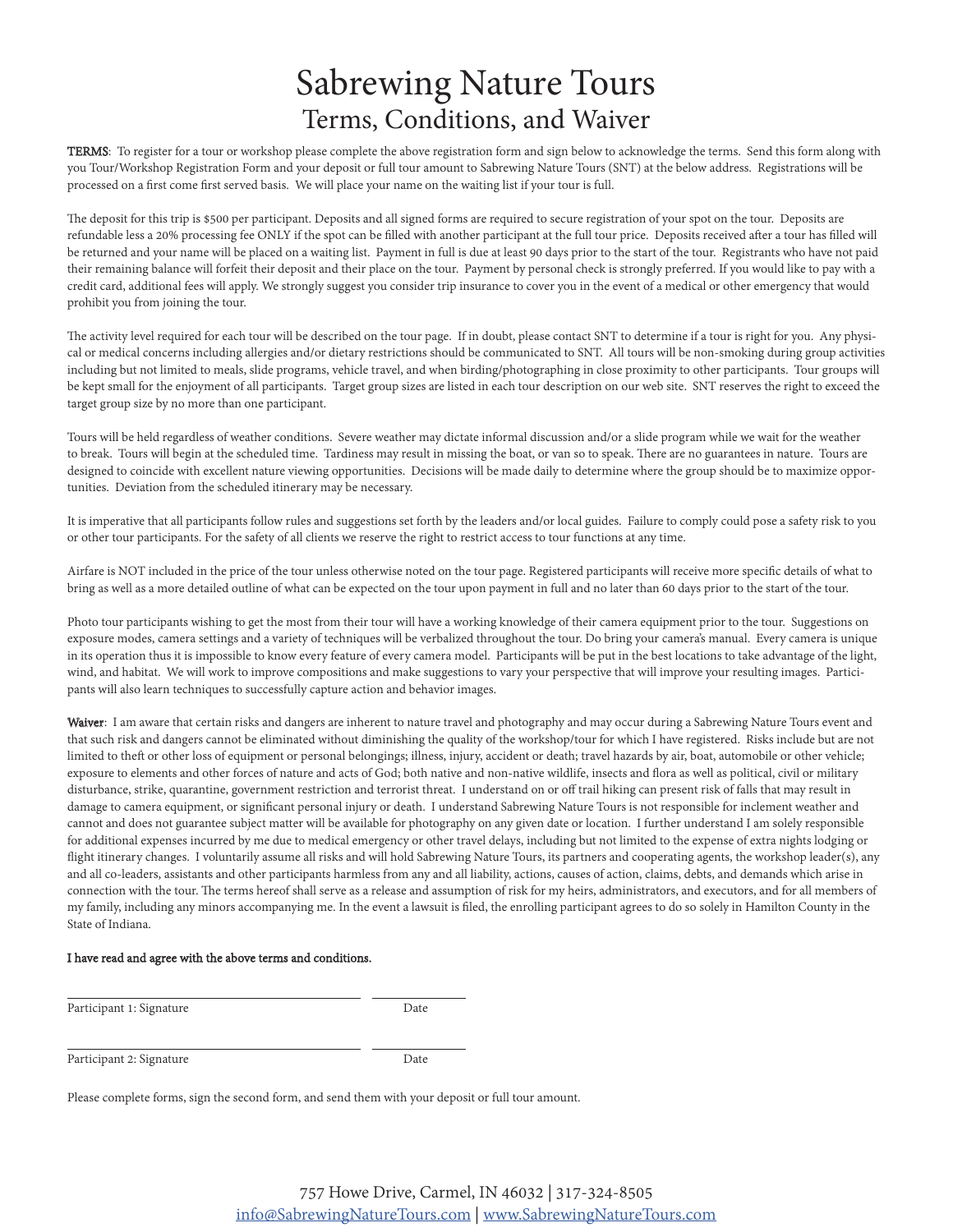# Sabrewing Nature Tours

## Terms, Conditions, and Waiver

**TERMS**: To register for a tour or workshop please complete the above registration form and sign below to acknowledge the terms. Send this form along with you Tour/Workshop Registration Form and your deposit or full tour amount to Sabrewing Nature Tours (SNT) at the below address. Registrations will be processed on a first come first served basis. We will place your name on the waiting list if your tour is full.

The deposit for this trip is $500 per participant. Deposits and all signed forms are required to secure registration of your spot on the tour. Deposits are refundable less a 20% processing fee ONLY if the spot can be filled with another participant at the full tour price. Deposits received after a tour has filled will be returned and your name will be placed on a waiting list. Payment in full is due at least 90 days prior to the start of the tour. Registrants who have not paid their remaining balance will forfeit their deposit and their place on the tour. Payment by personal check is strongly preferred. If you would like to pay with a credit card, additional fees will apply. We strongly suggest you consider trip insurance to cover you in the event of a medical or other emergency that would prohibit you from joining the tour.

The activity level required for each tour will be described on the tour page. If in doubt, please contact SNT to determine if a tour is right for you. Any physical or medical concerns including allergies and/or dietary restrictions should be communicated to SNT. All tours will be non-smoking during group activities including but not limited to meals, slide programs, vehicle travel, and when birding/photographing in close proximity to other participants. Tour groups will be kept small for the enjoyment of all participants. Target group sizes are listed in each tour description on our web site. SNT reserves the right to exceed the target group size by no more than one participant.

Tours will be held regardless of weather conditions. Severe weather may dictate informal discussion and/or a slide program while we wait for the weather to break. Tours will begin at the scheduled time. Tardiness may result in missing the boat, or van so to speak. There are no guarantees in nature. Tours are designed to coincide with excellent nature viewing opportunities. Decisions will be made daily to determine where the group should be to maximize opportunities. Deviation from the scheduled itinerary may be necessary.

It is imperative that all participants follow rules and suggestions set forth by the leaders and/or local guides. Failure to comply could pose a safety risk to you or other tour participants. For the safety of all clients we reserve the right to restrict access to tour functions at any time.

Airfare is NOT included in the price of the tour unless otherwise noted on the tour page. Registered participants will receive more specific details of what to bring as well as a more detailed outline of what can be expected on the tour upon payment in full and no later than 60 days prior to the start of the tour.

Photo tour participants wishing to get the most from their tour will have a working knowledge of their camera equipment prior to the tour. Suggestions on exposure modes, camera settings and a variety of techniques will be verbalized throughout the tour. Do bring your camera's manual. Every camera is unique in its operation thus it is impossible to know every feature of every camera model. Participants will be put in the best locations to take advantage of the light, wind, and habitat. We will work to improve compositions and make suggestions to vary your perspective that will improve your resulting images. Participants will also learn techniques to successfully capture action and behavior images.

**Waiver**: I am aware that certain risks and dangers are inherent to nature travel and photography and may occur during a Sabrewing Nature Tours event and that such risk and dangers cannot be eliminated without diminishing the quality of the workshop/tour for which I have registered. Risks include but are not limited to theft or other loss of equipment or personal belongings; illness, injury, accident or death; travel hazards by air, boat, automobile or other vehicle; exposure to elements and other forces of nature and acts of God; both native and non-native wildlife, insects and flora as well as political, civil or military disturbance, strike, quarantine, government restriction and terrorist threat. I understand on or off trail hiking can present risk of falls that may result in damage to camera equipment, or significant personal injury or death. I understand Sabrewing Nature Tours is not responsible for inclement weather and cannot and does not guarantee subject matter will be available for photography on any given date or location. I further understand I am solely responsible for additional expenses incurred by me due to medical emergency or other travel delays, including but not limited to the expense of extra nights lodging or flight itinerary changes. I voluntarily assume all risks and will hold Sabrewing Nature Tours, its partners and cooperating agents, the workshop leader(s), any and all co-leaders, assistants and other participants harmless from any and all liability, actions, causes of action, claims, debts, and demands which arise in connection with the tour. The terms hereof shall serve as a release and assumption of risk for my heirs, administrators, and executors, and for all members of my family, including any minors accompanying me. In the event a lawsuit is filed, the enrolling participant agrees to do so solely in Hamilton County in the State of Indiana.

**I have read and agree with the above terms and conditions.**

Participant 1: Signature ____________________ Date __________

Participant 2: Signature ____________________ Date __________

Please complete forms, sign the second form, and send them with your deposit or full tour amount.

757 Howe Drive, Carmel, IN 46032 | 317-324-8505
info@SabrewingNatureTours.com | www.SabrewingNatureTours.com